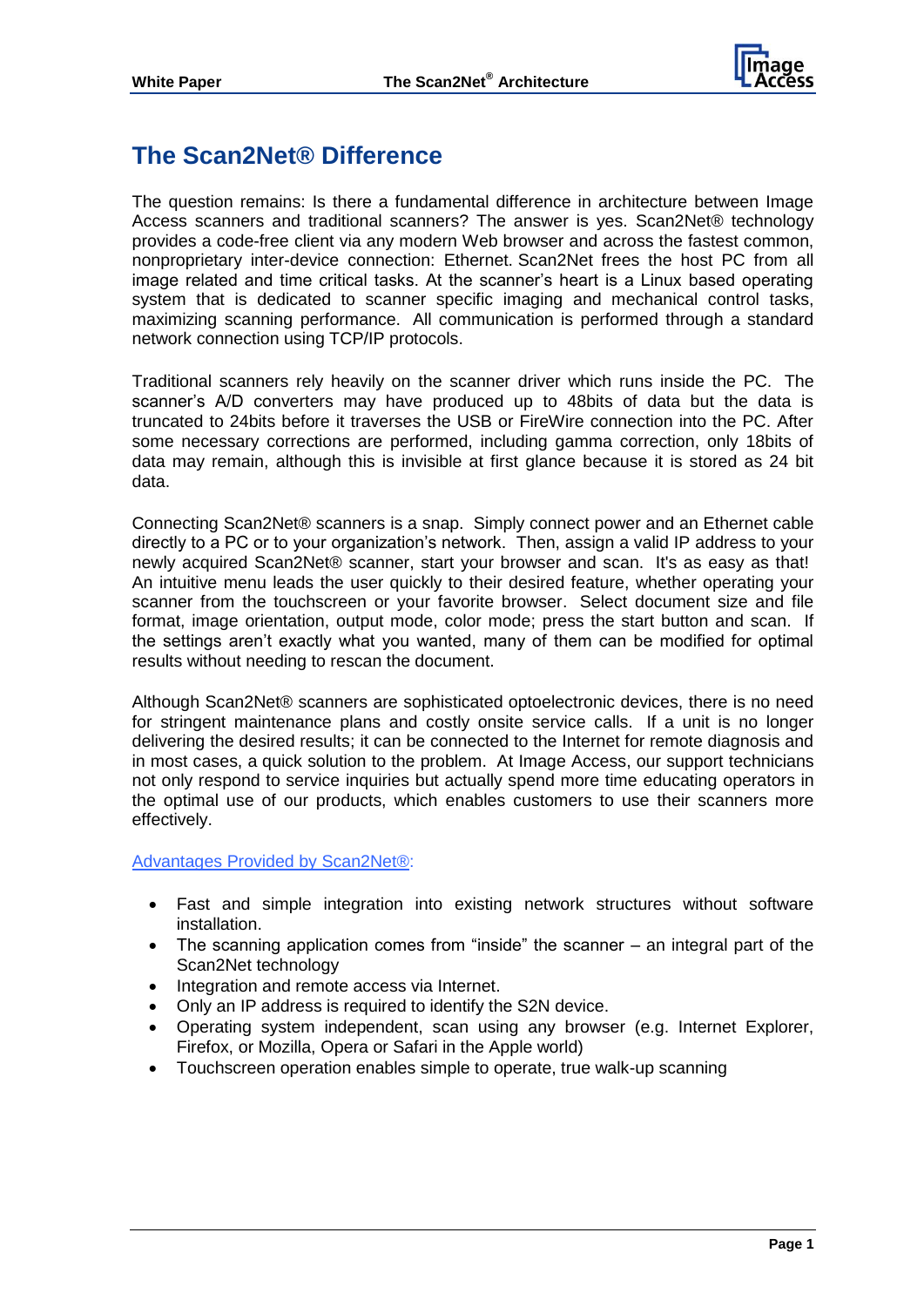# The Scan2Net® Difference

The question remains: Is there a fundamental difference in architecture between Image Access scanners and traditional scanners? The answer is yes. Scan2Net® technology provides a code-free client via any modern Web browser and across the fastest common, nonproprietary inter-device connection: Ethernet. Scan2Net frees the host PC from all image related and time critical tasks. At the scanner's heart is a Linux based operating system that is dedicated to scanner specific imaging and mechanical control tasks, maximizing scanning performance. All communication is performed through a standard network connection using TCP/IP protocols.

Traditional scanners rely heavily on the scanner driver which runs inside the PC. The scanner's A/D converters may have produced up to 48bits of data but the data is truncated to 24bits before it traverses the USB or FireWire connection into the PC. After some necessary corrections are performed, including gamma correction, only 18bits of data may remain, although this is invisible at first glance because it is stored as 24 bit data.

Connecting Scan2Net® scanners is a snap. Simply connect power and an Ethernet cable directly to a PC or to your organization's network. Then, assign a valid IP address to your newly acquired Scan2Net® scanner, start your browser and scan. It's as easy as that! An intuitive menu leads the user quickly to their desired feature, whether operating your scanner from the touchscreen or your favorite browser. Select document size and file format, image orientation, output mode, color mode; press the start button and scan. If the settings aren't exactly what you wanted, many of them can be modified for optimal results without needing to rescan the document.

Although Scan2Net® scanners are sophisticated optoelectronic devices, there is no need for stringent maintenance plans and costly onsite service calls. If a unit is no longer delivering the desired results; it can be connected to the Internet for remote diagnosis and in most cases, a quick solution to the problem. At Image Access, our support technicians not only respond to service inquiries but actually spend more time educating operators in the optimal use of our products, which enables customers to use their scanners more effectively.

Advantages Provided by Scan2Net®:

- Fast and simple integration into existing network structures without software installation.
- The scanning application comes from "inside" the scanner – an integral part of the Scan2Net technology
- Integration and remote access via Internet.
- Only an IP address is required to identify the S2N device.
- Operating system independent, scan using any browser (e.g. Internet Explorer, Firefox, or Mozilla, Opera or Safari in the Apple world)
- Touchscreen operation enables simple to operate, true walk-up scanning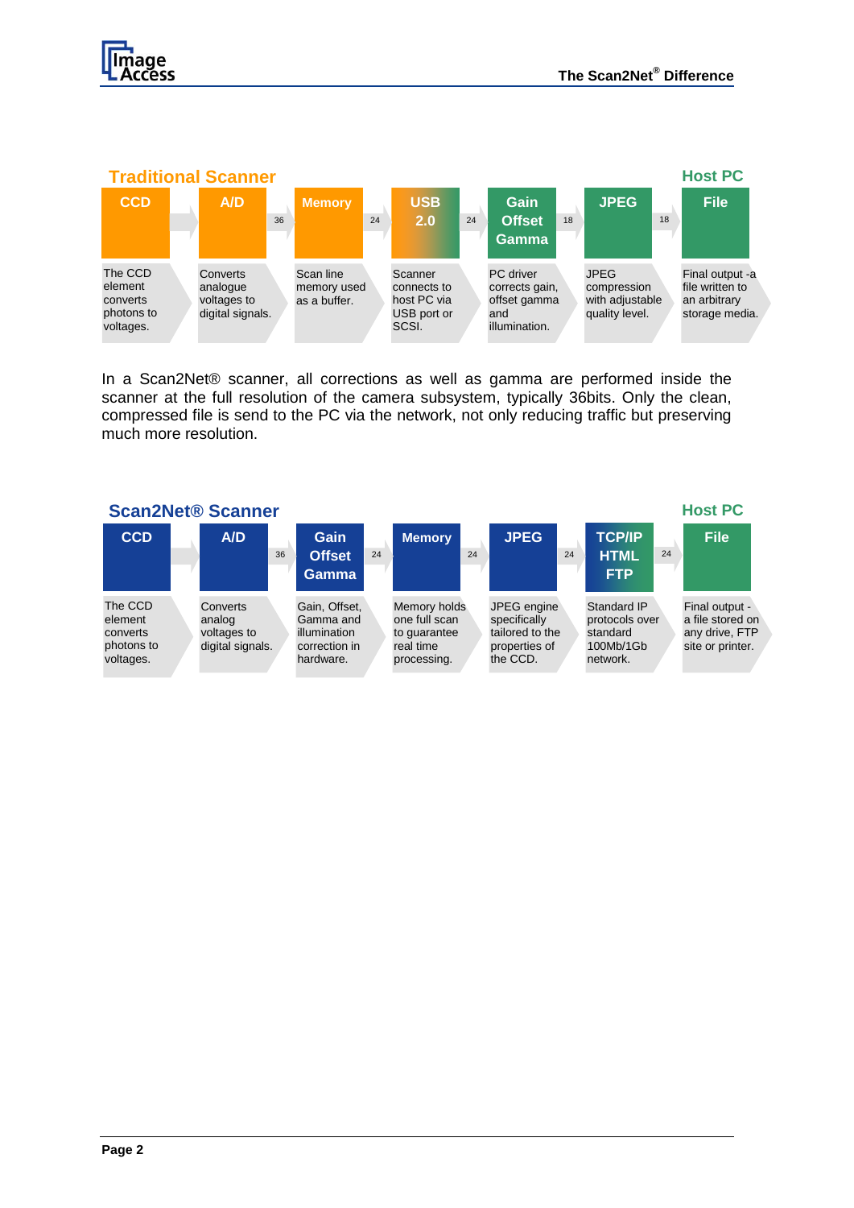## Traditional Scanner

**Host PC**

| CCD | A/D | Memory | USB 2.0 | Gain Offset Gamma | JPEG | File |
|---|---|---|---|---|---|---|
| | 36 | 24 | 24 | 18 | 18 | |
| The CCD element converts photons to voltages. | Converts analogue voltages to digital signals. | Scan line memory used as a buffer. | Scanner connects to host PC via USB port or SCSI. | PC driver corrects gain, offset gamma and illumination. | JPEG compression with adjustable quality level. | Final output -a file written to an arbitrary storage media. |

In a Scan2Net® scanner, all corrections as well as gamma are performed inside the scanner at the full resolution of the camera subsystem, typically 36bits. Only the clean, compressed file is send to the PC via the network, not only reducing traffic but preserving much more resolution.

## Scan2Net® Scanner

**Host PC**

| CCD | A/D | Gain Offset Gamma | Memory | JPEG | TCP/IP HTML FTP | File |
|---|---|---|---|---|---|---|
| | 36 | 24 | 24 | 24 | 24 | |
| The CCD element converts photons to voltages. | Converts analog voltages to digital signals. | Gain, Offset, Gamma and illumination correction in hardware. | Memory holds one full scan to guarantee real time processing. | JPEG engine specifically tailored to the properties of the CCD. | Standard IP protocols over standard 100Mb/1Gb network. | Final output - a file stored on any drive, FTP site or printer. |